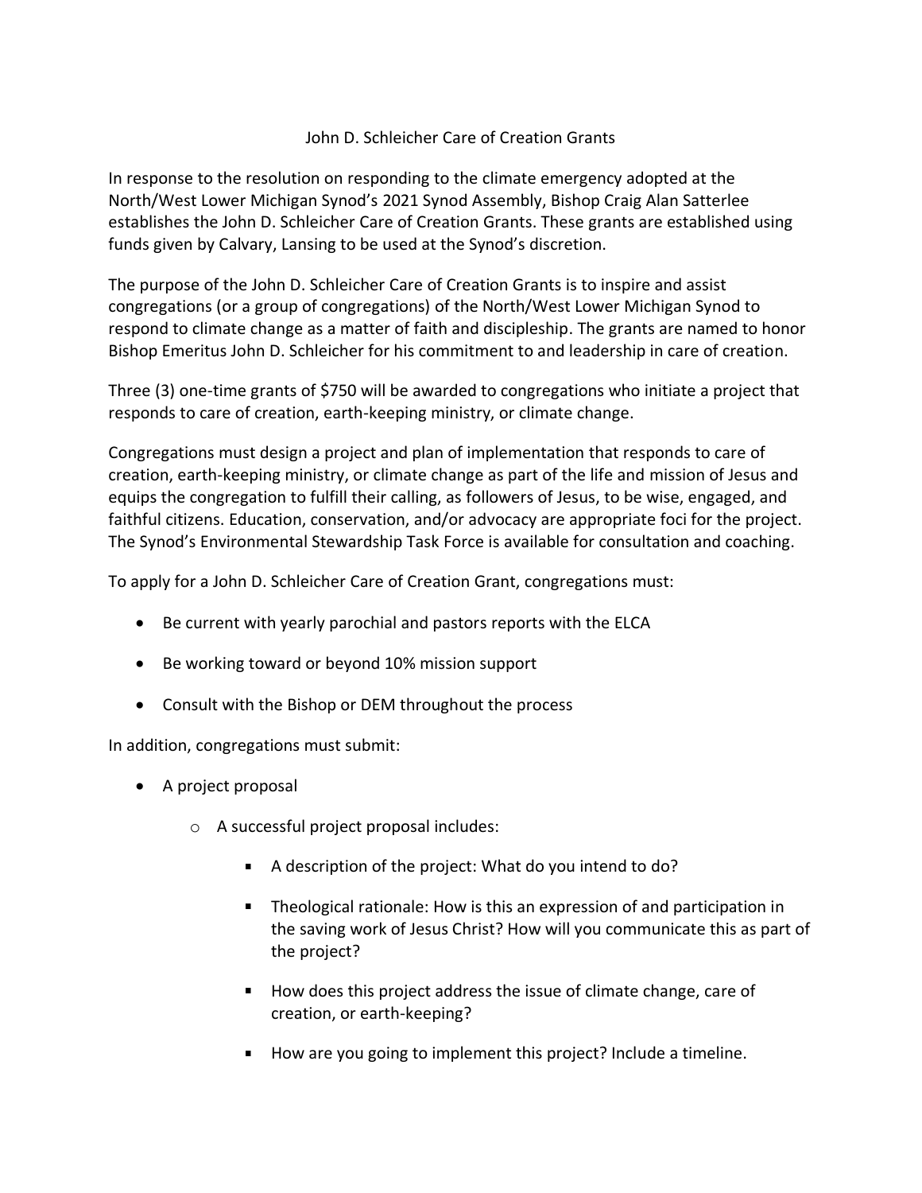# John D. Schleicher Care of Creation Grants

In response to the resolution on responding to the climate emergency adopted at the North/West Lower Michigan Synod's 2021 Synod Assembly, Bishop Craig Alan Satterlee establishes the John D. Schleicher Care of Creation Grants. These grants are established using funds given by Calvary, Lansing to be used at the Synod's discretion.

The purpose of the John D. Schleicher Care of Creation Grants is to inspire and assist congregations (or a group of congregations) of the North/West Lower Michigan Synod to respond to climate change as a matter of faith and discipleship. The grants are named to honor Bishop Emeritus John D. Schleicher for his commitment to and leadership in care of creation.

Three (3) one-time grants of $750 will be awarded to congregations who initiate a project that responds to care of creation, earth-keeping ministry, or climate change.

Congregations must design a project and plan of implementation that responds to care of creation, earth-keeping ministry, or climate change as part of the life and mission of Jesus and equips the congregation to fulfill their calling, as followers of Jesus, to be wise, engaged, and faithful citizens. Education, conservation, and/or advocacy are appropriate foci for the project. The Synod's Environmental Stewardship Task Force is available for consultation and coaching.

To apply for a John D. Schleicher Care of Creation Grant, congregations must:

- Be current with yearly parochial and pastors reports with the ELCA
- Be working toward or beyond 10% mission support
- Consult with the Bishop or DEM throughout the process

In addition, congregations must submit:

- A project proposal
  - A successful project proposal includes:
    - A description of the project: What do you intend to do?
    - Theological rationale: How is this an expression of and participation in the saving work of Jesus Christ? How will you communicate this as part of the project?
    - How does this project address the issue of climate change, care of creation, or earth-keeping?
    - How are you going to implement this project? Include a timeline.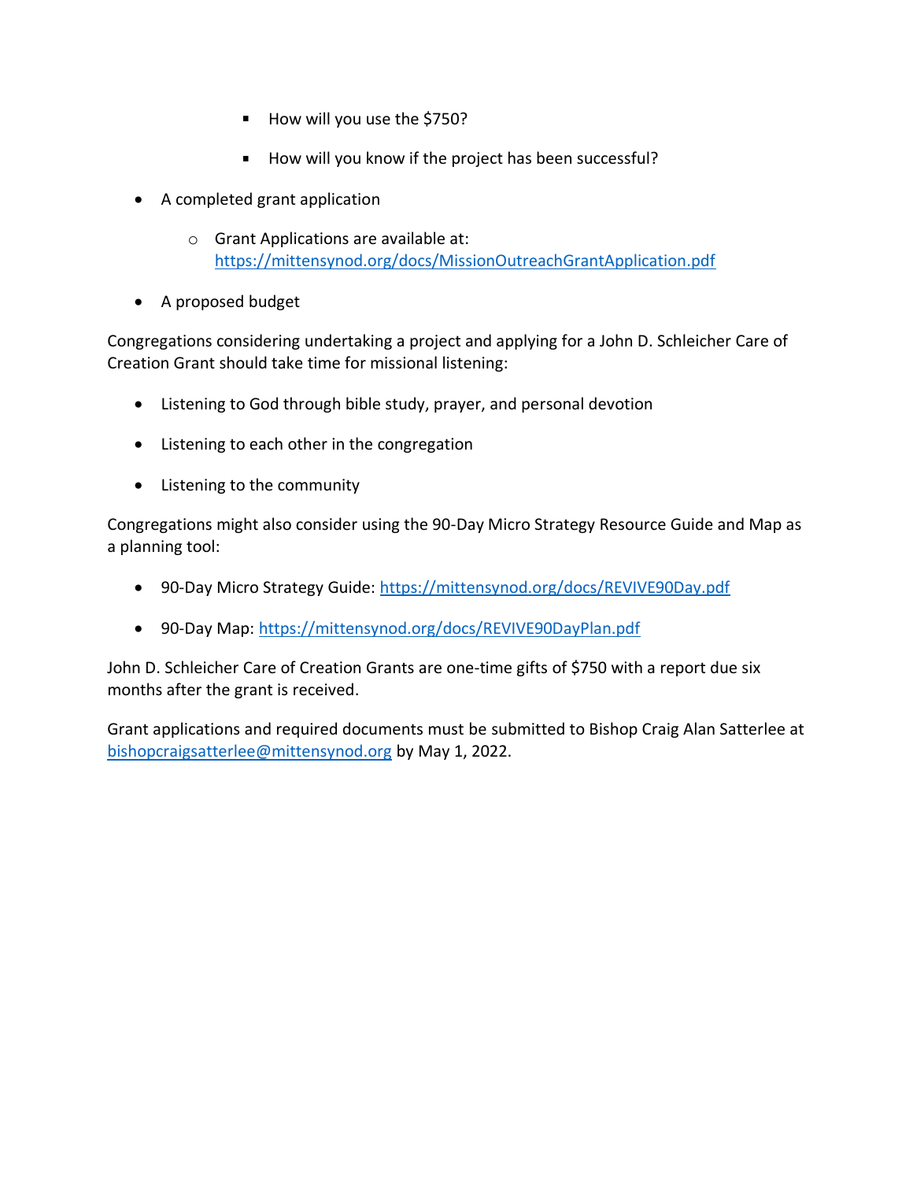- How will you use the $750?
    - How will you know if the project has been successful?

- A completed grant application
  - Grant Applications are available at: https://mittensynod.org/docs/MissionOutreachGrantApplication.pdf

- A proposed budget

Congregations considering undertaking a project and applying for a John D. Schleicher Care of Creation Grant should take time for missional listening:

- Listening to God through bible study, prayer, and personal devotion
- Listening to each other in the congregation
- Listening to the community

Congregations might also consider using the 90-Day Micro Strategy Resource Guide and Map as a planning tool:

- 90-Day Micro Strategy Guide: https://mittensynod.org/docs/REVIVE90Day.pdf
- 90-Day Map: https://mittensynod.org/docs/REVIVE90DayPlan.pdf

John D. Schleicher Care of Creation Grants are one-time gifts of $750 with a report due six months after the grant is received.

Grant applications and required documents must be submitted to Bishop Craig Alan Satterlee at bishopcraigsatterlee@mittensynod.org by May 1, 2022.